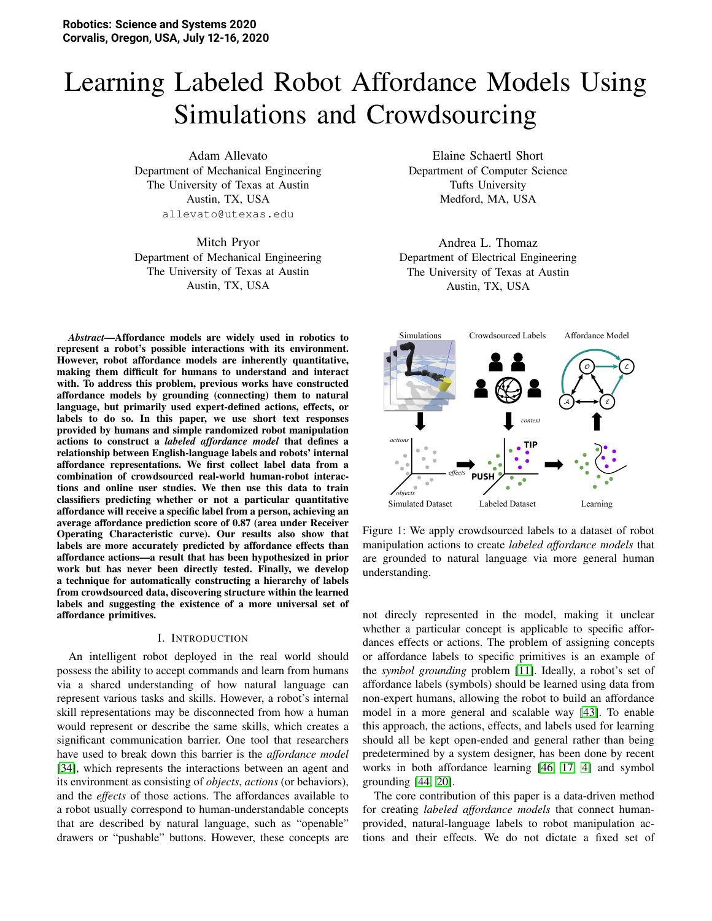Robotics: Science and Systems 2020
Corvalis, Oregon, USA, July 12-16, 2020

# Learning Labeled Robot Affordance Models Using Simulations and Crowdsourcing

Adam Allevato
Department of Mechanical Engineering
The University of Texas at Austin
Austin, TX, USA
allevato@utexas.edu

Elaine Schaertl Short
Department of Computer Science
Tufts University
Medford, MA, USA

Mitch Pryor
Department of Mechanical Engineering
The University of Texas at Austin
Austin, TX, USA

Andrea L. Thomaz
Department of Electrical Engineering
The University of Texas at Austin
Austin, TX, USA

***Abstract*—Affordance models are widely used in robotics to represent a robot's possible interactions with its environment. However, robot affordance models are inherently quantitative, making them difficult for humans to understand and interact with. To address this problem, previous works have constructed affordance models by grounding (connecting) them to natural language, but primarily used expert-defined actions, effects, or labels to do so. In this paper, we use short text responses provided by humans and simple randomized robot manipulation actions to construct a *labeled affordance model* that defines a relationship between English-language labels and robots' internal affordance representations. We first collect label data from a combination of crowdsourced real-world human-robot interactions and online user studies. We then use this data to train classifiers predicting whether or not a particular quantitative affordance will receive a specific label from a person, achieving an average affordance prediction score of 0.87 (area under Receiver Operating Characteristic curve). Our results also show that labels are more accurately predicted by affordance effects than affordance actions—a result that has been hypothesized in prior work but has never been directly tested. Finally, we develop a technique for automatically constructing a hierarchy of labels from crowdsourced data, discovering structure within the learned labels and suggesting the existence of a more universal set of affordance primitives.**

Figure 1: We apply crowdsourced labels to a dataset of robot manipulation actions to create *labeled affordance models* that are grounded to natural language via more general human understanding.

## I. Introduction

An intelligent robot deployed in the real world should possess the ability to accept commands and learn from humans via a shared understanding of how natural language can represent various tasks and skills. However, a robot's internal skill representations may be disconnected from how a human would represent or describe the same skills, which creates a significant communication barrier. One tool that researchers have used to break down this barrier is the *affordance model* [34], which represents the interactions between an agent and its environment as consisting of *objects*, *actions* (or behaviors), and the *effects* of those actions. The affordances available to a robot usually correspond to human-understandable concepts that are described by natural language, such as "openable" drawers or "pushable" buttons. However, these concepts are not direcly represented in the model, making it unclear whether a particular concept is applicable to specific affordances effects or actions. The problem of assigning concepts or affordance labels to specific primitives is an example of the *symbol grounding* problem [11]. Ideally, a robot's set of affordance labels (symbols) should be learned using data from non-expert humans, allowing the robot to build an affordance model in a more general and scalable way [43]. To enable this approach, the actions, effects, and labels used for learning should all be kept open-ended and general rather than being predetermined by a system designer, has been done by recent works in both affordance learning [46] [17] [4] and symbol grounding [44] [20].

The core contribution of this paper is a data-driven method for creating *labeled affordance models* that connect human-provided, natural-language labels to robot manipulation actions and their effects. We do not dictate a fixed set of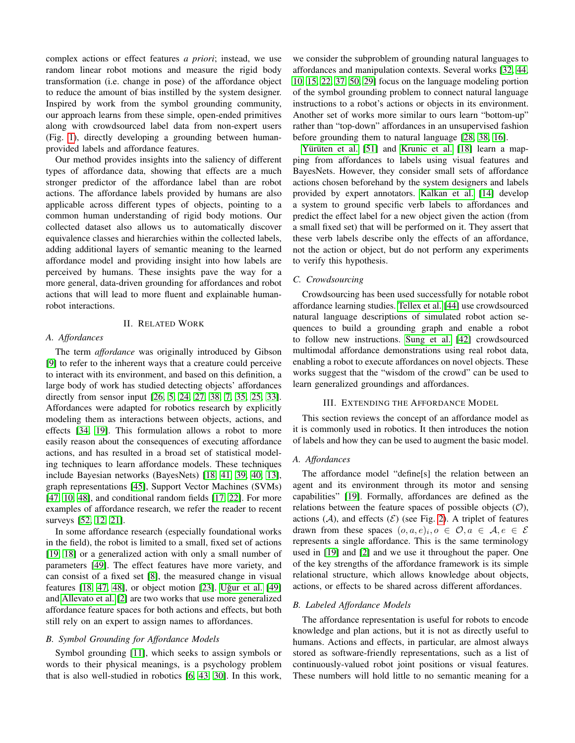complex actions or effect features *a priori*; instead, we use random linear robot motions and measure the rigid body transformation (i.e. change in pose) of the affordance object to reduce the amount of bias instilled by the system designer. Inspired by work from the symbol grounding community, our approach learns from these simple, open-ended primitives along with crowdsourced label data from non-expert users (Fig. 1), directly developing a grounding between human-provided labels and affordance features.

Our method provides insights into the saliency of different types of affordance data, showing that effects are a much stronger predictor of the affordance label than are robot actions. The affordance labels provided by humans are also applicable across different types of objects, pointing to a common human understanding of rigid body motions. Our collected dataset also allows us to automatically discover equivalence classes and hierarchies within the collected labels, adding additional layers of semantic meaning to the learned affordance model and providing insight into how labels are perceived by humans. These insights pave the way for a more general, data-driven grounding for affordances and robot actions that will lead to more fluent and explainable human-robot interactions.

## II. Related Work

### A. Affordances

The term *affordance* was originally introduced by Gibson [9] to refer to the inherent ways that a creature could perceive to interact with its environment, and based on this definition, a large body of work has studied detecting objects' affordances directly from sensor input [26, 5, 24, 27, 38, 7, 35, 25, 33]. Affordances were adapted for robotics research by explicitly modeling them as interactions between objects, actions, and effects [34, 19]. This formulation allows a robot to more easily reason about the consequences of executing affordance actions, and has resulted in a broad set of statistical modeling techniques to learn affordance models. These techniques include Bayesian networks (BayesNets) [18, 41, 39, 40, 13], graph representations [45], Support Vector Machines (SVMs) [47, 10, 48], and conditional random fields [17, 22]. For more examples of affordance research, we refer the reader to recent surveys [52, 12, 21].

In some affordance research (especially foundational works in the field), the robot is limited to a small, fixed set of actions [19, 18] or a generalized action with only a small number of parameters [49]. The effect features have more variety, and can consist of a fixed set [8], the measured change in visual features [18, 47, 48], or object motion [23]. Uğur et al. [49] and Allevato et al. [2] are two works that use more generalized affordance feature spaces for both actions and effects, but both still rely on an expert to assign names to affordances.

### B. Symbol Grounding for Affordance Models

Symbol grounding [11], which seeks to assign symbols or words to their physical meanings, is a psychology problem that is also well-studied in robotics [6, 43, 30]. In this work, we consider the subproblem of grounding natural languages to affordances and manipulation contexts. Several works [32, 44, 10, 15, 22, 37, 50, 29] focus on the language modeling portion of the symbol grounding problem to connect natural language instructions to a robot's actions or objects in its environment. Another set of works more similar to ours learn "bottom-up" rather than "top-down" affordances in an unsupervised fashion before grounding them to natural language [28, 38, 16].

Yürüten et al. [51] and Krunic et al. [18] learn a mapping from affordances to labels using visual features and BayesNets. However, they consider small sets of affordance actions chosen beforehand by the system designers and labels provided by expert annotators. Kalkan et al. [14] develop a system to ground specific verb labels to affordances and predict the effect label for a new object given the action (from a small fixed set) that will be performed on it. They assert that these verb labels describe only the effects of an affordance, not the action or object, but do not perform any experiments to verify this hypothesis.

### C. Crowdsourcing

Crowdsourcing has been used successfully for notable robot affordance learning studies. Tellex et al. [44] use crowdsourced natural language descriptions of simulated robot action sequences to build a grounding graph and enable a robot to follow new instructions. Sung et al. [42] crowdsourced multimodal affordance demonstrations using real robot data, enabling a robot to execute affordances on novel objects. These works suggest that the "wisdom of the crowd" can be used to learn generalized groundings and affordances.

## III. Extending the Affordance Model

This section reviews the concept of an affordance model as it is commonly used in robotics. It then introduces the notion of labels and how they can be used to augment the basic model.

### A. Affordances

The affordance model "define[s] the relation between an agent and its environment through its motor and sensing capabilities" [19]. Formally, affordances are defined as the relations between the feature spaces of possible objects ($\mathcal{O}$), actions ($\mathcal{A}$), and effects ($\mathcal{E}$) (see Fig. 2). A triplet of features drawn from these spaces $(o, a, e)_i, o \in \mathcal{O}, a \in \mathcal{A}, e \in \mathcal{E}$ represents a single affordance. This is the same terminology used in [19] and [2] and we use it throughout the paper. One of the key strengths of the affordance framework is its simple relational structure, which allows knowledge about objects, actions, or effects to be shared across different affordances.

### B. Labeled Affordance Models

The affordance representation is useful for robots to encode knowledge and plan actions, but it is not as directly useful to humans. Actions and effects, in particular, are almost always stored as software-friendly representations, such as a list of continuously-valued robot joint positions or visual features. These numbers will hold little to no semantic meaning for a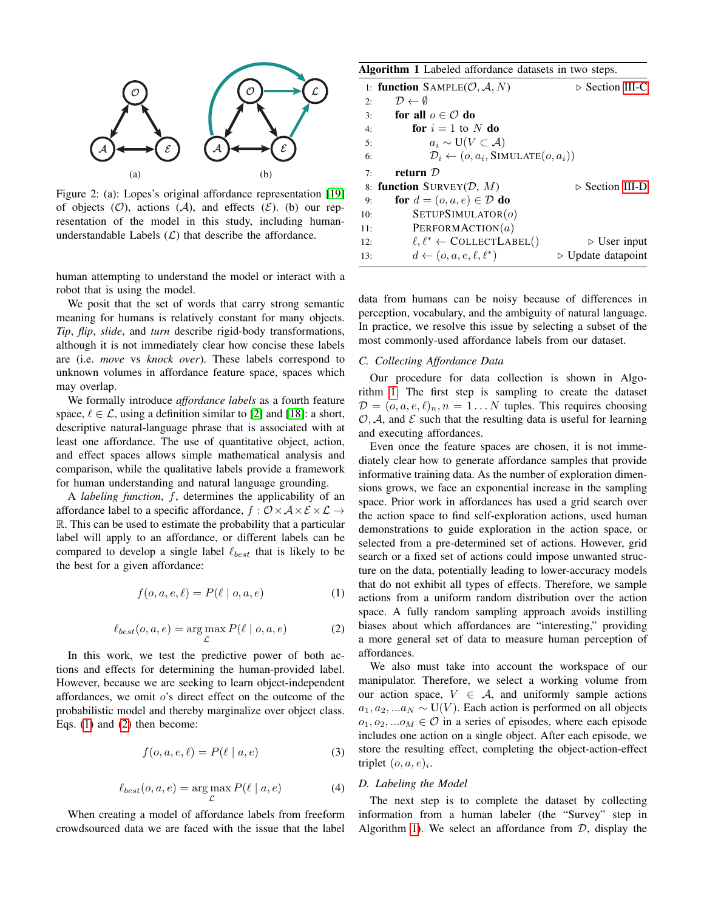Figure 2: (a): Lopes's original affordance representation [19] of objects ($\mathcal{O}$), actions ($\mathcal{A}$), and effects ($\mathcal{E}$). (b) our representation of the model in this study, including human-understandable Labels ($\mathcal{L}$) that describe the affordance.

human attempting to understand the model or interact with a robot that is using the model.

We posit that the set of words that carry strong semantic meaning for humans is relatively constant for many objects. *Tip*, *flip*, *slide*, and *turn* describe rigid-body transformations, although it is not immediately clear how concise these labels are (i.e. *move* vs *knock over*). These labels correspond to unknown volumes in affordance feature space, spaces which may overlap.

We formally introduce *affordance labels* as a fourth feature space, $\ell \in \mathcal{L}$, using a definition similar to [2] and [18]: a short, descriptive natural-language phrase that is associated with at least one affordance. The use of quantitative object, action, and effect spaces allows simple mathematical analysis and comparison, while the qualitative labels provide a framework for human understanding and natural language grounding.

A *labeling function*, $f$, determines the applicability of an affordance label to a specific affordance, $f : \mathcal{O} \times \mathcal{A} \times \mathcal{E} \times \mathcal{L} \rightarrow \mathbb{R}$. This can be used to estimate the probability that a particular label will apply to an affordance, or different labels can be compared to develop a single label $\ell_{best}$ that is likely to be the best for a given affordance:

$$f(o, a, e, \ell) = P(\ell \mid o, a, e) \tag{1}$$

$$\ell_{best}(o, a, e) = \arg\max_{\mathcal{L}} P(\ell \mid o, a, e) \tag{2}$$

In this work, we test the predictive power of both actions and effects for determining the human-provided label. However, because we are seeking to learn object-independent affordances, we omit $o$'s direct effect on the outcome of the probabilistic model and thereby marginalize over object class. Eqs. (1) and (2) then become:

$$f(o, a, e, \ell) = P(\ell \mid a, e) \tag{3}$$

$$\ell_{best}(o, a, e) = \arg\max_{\mathcal{L}} P(\ell \mid a, e) \tag{4}$$

When creating a model of affordance labels from freeform crowdsourced data we are faced with the issue that the label data from humans can be noisy because of differences in perception, vocabulary, and the ambiguity of natural language. In practice, we resolve this issue by selecting a subset of the most commonly-used affordance labels from our dataset.

**Algorithm 1** Labeled affordance datasets in two steps.

```
1:  function SAMPLE(O, A, N)                          ▷ Section III-C
2:      D ← ∅
3:      for all o ∈ O do
4:          for i = 1 to N do
5:              a_i ~ U(V ⊂ A)
6:              D_i ← (o, a_i, SIMULATE(o, a_i))
7:      return D
8:  function SURVEY(D, M)                             ▷ Section III-D
9:      for d = (o, a, e) ∈ D do
10:         SETUPSIMULATOR(o)
11:         PERFORMACTION(a)
12:         ℓ, ℓ* ← COLLECTLABEL()                     ▷ User input
13:         d ← (o, a, e, ℓ, ℓ*)                        ▷ Update datapoint
```

### C. Collecting Affordance Data

Our procedure for data collection is shown in Algorithm 1. The first step is sampling to create the dataset $\mathcal{D} = (o, a, e, \ell)_n, n = 1 \ldots N$ tuples. This requires choosing $\mathcal{O}, \mathcal{A}$, and $\mathcal{E}$ such that the resulting data is useful for learning and executing affordances.

Even once the feature spaces are chosen, it is not immediately clear how to generate affordance samples that provide informative training data. As the number of exploration dimensions grows, we face an exponential increase in the sampling space. Prior work in affordances has used a grid search over the action space to find self-exploration actions, used human demonstrations to guide exploration in the action space, or selected from a pre-determined set of actions. However, grid search or a fixed set of actions could impose unwanted structure on the data, potentially leading to lower-accuracy models that do not exhibit all types of effects. Therefore, we sample actions from a uniform random distribution over the action space. A fully random sampling approach avoids instilling biases about which affordances are "interesting," providing a more general set of data to measure human perception of affordances.

We also must take into account the workspace of our manipulator. Therefore, we select a working volume from our action space, $V \in \mathcal{A}$, and uniformly sample actions $a_1, a_2, \ldots a_N \sim \mathrm{U}(V)$. Each action is performed on all objects $o_1, o_2, \ldots o_M \in \mathcal{O}$ in a series of episodes, where each episode includes one action on a single object. After each episode, we store the resulting effect, completing the object-action-effect triplet $(o, a, e)_i$.

### D. Labeling the Model

The next step is to complete the dataset by collecting information from a human labeler (the "Survey" step in Algorithm 1). We select an affordance from $\mathcal{D}$, display the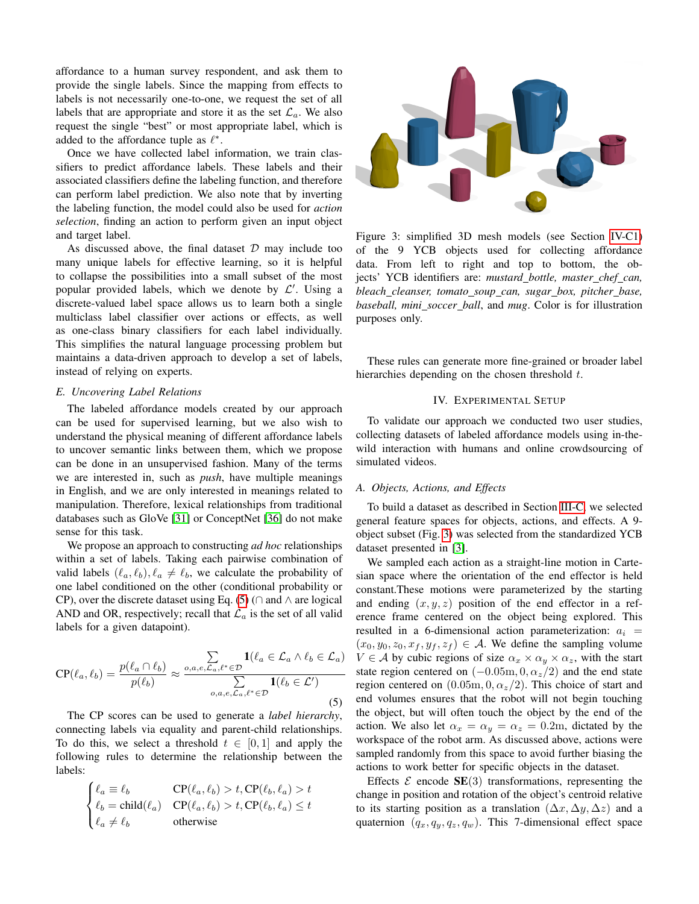affordance to a human survey respondent, and ask them to provide the single labels. Since the mapping from effects to labels is not necessarily one-to-one, we request the set of all labels that are appropriate and store it as the set $\mathcal{L}_a$. We also request the single "best" or most appropriate label, which is added to the affordance tuple as $\ell^*$.

Once we have collected label information, we train classifiers to predict affordance labels. These labels and their associated classifiers define the labeling function, and therefore can perform label prediction. We also note that by inverting the labeling function, the model could also be used for *action selection*, finding an action to perform given an input object and target label.

As discussed above, the final dataset $\mathcal{D}$ may include too many unique labels for effective learning, so it is helpful to collapse the possibilities into a small subset of the most popular provided labels, which we denote by $\mathcal{L}'$. Using a discrete-valued label space allows us to learn both a single multiclass label classifier over actions or effects, as well as one-class binary classifiers for each label individually. This simplifies the natural language processing problem but maintains a data-driven approach to develop a set of labels, instead of relying on experts.

### E. Uncovering Label Relations

The labeled affordance models created by our approach can be used for supervised learning, but we also wish to understand the physical meaning of different affordance labels to uncover semantic links between them, which we propose can be done in an unsupervised fashion. Many of the terms we are interested in, such as *push*, have multiple meanings in English, and we are only interested in meanings related to manipulation. Therefore, lexical relationships from traditional databases such as GloVe [31] or ConceptNet [36] do not make sense for this task.

We propose an approach to constructing *ad hoc* relationships within a set of labels. Taking each pairwise combination of valid labels $(\ell_a, \ell_b), \ell_a \neq \ell_b$, we calculate the probability of one label conditioned on the other (conditional probability or CP), over the discrete dataset using Eq. (5) ($\cap$ and $\wedge$ are logical AND and OR, respectively; recall that $\mathcal{L}_a$ is the set of all valid labels for a given datapoint).

$$\mathrm{CP}(\ell_a, \ell_b) = \frac{p(\ell_a \cap \ell_b)}{p(\ell_b)} \approx \frac{\sum\limits_{o,a,e,\mathcal{L}_a,\ell^* \in \mathcal{D}} \mathbf{1}(\ell_a \in \mathcal{L}_a \wedge \ell_b \in \mathcal{L}_a)}{\sum\limits_{o,a,e,\mathcal{L}_a,\ell^* \in \mathcal{D}} \mathbf{1}(\ell_b \in \mathcal{L}')} \tag{5}$$

The CP scores can be used to generate a *label hierarchy*, connecting labels via equality and parent-child relationships. To do this, we select a threshold $t \in [0,1]$ and apply the following rules to determine the relationship between the labels:

$$\begin{cases} \ell_a \equiv \ell_b & \mathrm{CP}(\ell_a, \ell_b) > t, \mathrm{CP}(\ell_b, \ell_a) > t \\ \ell_b = \text{child}(\ell_a) & \mathrm{CP}(\ell_a, \ell_b) > t, \mathrm{CP}(\ell_b, \ell_a) \leq t \\ \ell_a \neq \ell_b & \text{otherwise} \end{cases}$$

Figure 3: simplified 3D mesh models (see Section IV-C1) of the 9 YCB objects used for collecting affordance data. From left to right and top to bottom, the objects' YCB identifiers are: *mustard_bottle, master_chef_can, bleach_cleanser, tomato_soup_can, sugar_box, pitcher_base, baseball, mini_soccer_ball*, and *mug*. Color is for illustration purposes only.

These rules can generate more fine-grained or broader label hierarchies depending on the chosen threshold $t$.

## IV. Experimental Setup

To validate our approach we conducted two user studies, collecting datasets of labeled affordance models using in-the-wild interaction with humans and online crowdsourcing of simulated videos.

### A. Objects, Actions, and Effects

To build a dataset as described in Section III-C, we selected general feature spaces for objects, actions, and effects. A 9-object subset (Fig. 3) was selected from the standardized YCB dataset presented in [3].

We sampled each action as a straight-line motion in Cartesian space where the orientation of the end effector is held constant.These motions were parameterized by the starting and ending $(x, y, z)$ position of the end effector in a reference frame centered on the object being explored. This resulted in a 6-dimensional action parameterization: $a_i = (x_0, y_0, z_0, x_f, y_f, z_f) \in \mathcal{A}$. We define the sampling volume $V \in \mathcal{A}$ by cubic regions of size $\alpha_x \times \alpha_y \times \alpha_z$, with the start state region centered on $(-0.05\text{m}, 0, \alpha_z/2)$ and the end state region centered on $(0.05\text{m}, 0, \alpha_z/2)$. This choice of start and end volumes ensures that the robot will not begin touching the object, but will often touch the object by the end of the action. We also let $\alpha_x = \alpha_y = \alpha_z = 0.2\text{m}$, dictated by the workspace of the robot arm. As discussed above, actions were sampled randomly from this space to avoid further biasing the actions to work better for specific objects in the dataset.

Effects $\mathcal{E}$ encode $\mathbf{SE}(3)$ transformations, representing the change in position and rotation of the object's centroid relative to its starting position as a translation $(\Delta x, \Delta y, \Delta z)$ and a quaternion $(q_x, q_y, q_z, q_w)$. This 7-dimensional effect space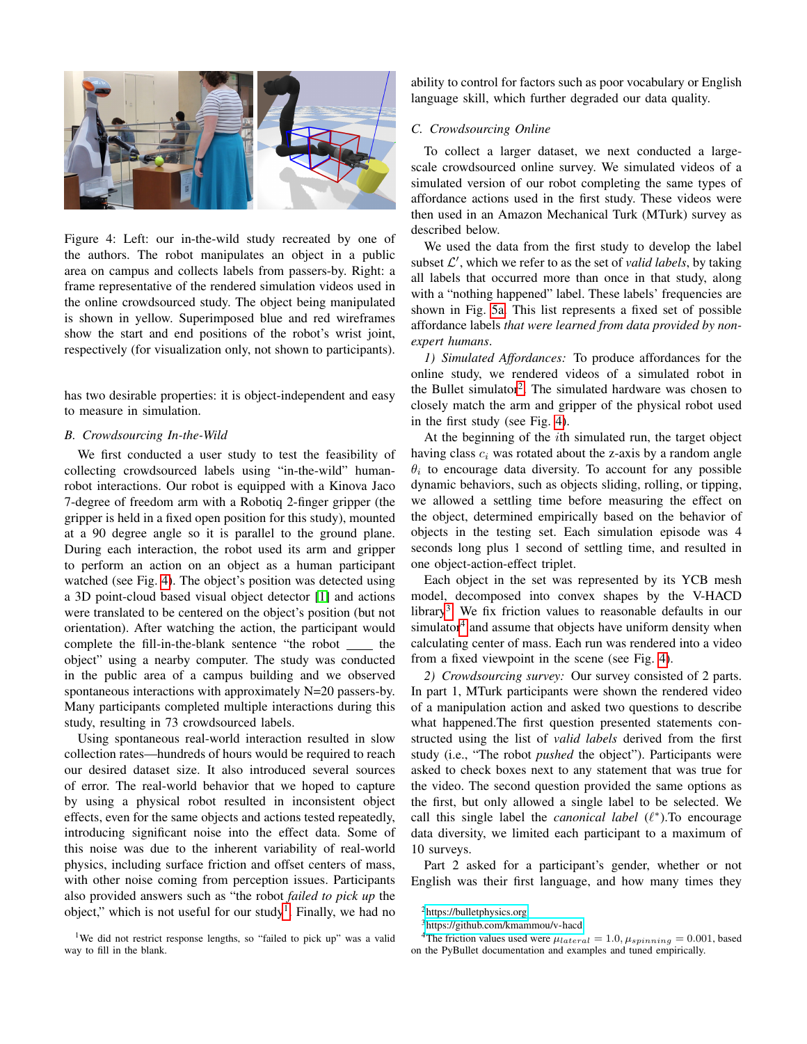Figure 4: Left: our in-the-wild study recreated by one of the authors. The robot manipulates an object in a public area on campus and collects labels from passers-by. Right: a frame representative of the rendered simulation videos used in the online crowdsourced study. The object being manipulated is shown in yellow. Superimposed blue and red wireframes show the start and end positions of the robot's wrist joint, respectively (for visualization only, not shown to participants).

has two desirable properties: it is object-independent and easy to measure in simulation.

### B. Crowdsourcing In-the-Wild

We first conducted a user study to test the feasibility of collecting crowdsourced labels using "in-the-wild" human-robot interactions. Our robot is equipped with a Kinova Jaco 7-degree of freedom arm with a Robotiq 2-finger gripper (the gripper is held in a fixed open position for this study), mounted at a 90 degree angle so it is parallel to the ground plane. During each interaction, the robot used its arm and gripper to perform an action on an object as a human participant watched (see Fig. 4). The object's position was detected using a 3D point-cloud based visual object detector [1] and actions were translated to be centered on the object's position (but not orientation). After watching the action, the participant would complete the fill-in-the-blank sentence "the robot ____ the object" using a nearby computer. The study was conducted in the public area of a campus building and we observed spontaneous interactions with approximately N=20 passers-by. Many participants completed multiple interactions during this study, resulting in 73 crowdsourced labels.

Using spontaneous real-world interaction resulted in slow collection rates—hundreds of hours would be required to reach our desired dataset size. It also introduced several sources of error. The real-world behavior that we hoped to capture by using a physical robot resulted in inconsistent object effects, even for the same objects and actions tested repeatedly, introducing significant noise into the effect data. Some of this noise was due to the inherent variability of real-world physics, including surface friction and offset centers of mass, with other noise coming from perception issues. Participants also provided answers such as "the robot *failed to pick up* the object," which is not useful for our study[1]. Finally, we had no ability to control for factors such as poor vocabulary or English language skill, which further degraded our data quality.

### C. Crowdsourcing Online

To collect a larger dataset, we next conducted a large-scale crowdsourced online survey. We simulated videos of a simulated version of our robot completing the same types of affordance actions used in the first study. These videos were then used in an Amazon Mechanical Turk (MTurk) survey as described below.

We used the data from the first study to develop the label subset $\mathcal{L}'$, which we refer to as the set of *valid labels*, by taking all labels that occurred more than once in that study, along with a "nothing happened" label. These labels' frequencies are shown in Fig. 5a. This list represents a fixed set of possible affordance labels *that were learned from data provided by non-expert humans*.

*1) Simulated Affordances:* To produce affordances for the online study, we rendered videos of a simulated robot in the Bullet simulator[2]. The simulated hardware was chosen to closely match the arm and gripper of the physical robot used in the first study (see Fig. 4).

At the beginning of the $i$th simulated run, the target object having class $c_i$ was rotated about the z-axis by a random angle $\theta_i$ to encourage data diversity. To account for any possible dynamic behaviors, such as objects sliding, rolling, or tipping, we allowed a settling time before measuring the effect on the object, determined empirically based on the behavior of objects in the testing set. Each simulation episode was 4 seconds long plus 1 second of settling time, and resulted in one object-action-effect triplet.

Each object in the set was represented by its YCB mesh model, decomposed into convex shapes by the V-HACD library[3]. We fix friction values to reasonable defaults in our simulator[4] and assume that objects have uniform density when calculating center of mass. Each run was rendered into a video from a fixed viewpoint in the scene (see Fig. 4).

*2) Crowdsourcing survey:* Our survey consisted of 2 parts. In part 1, MTurk participants were shown the rendered video of a manipulation action and asked two questions to describe what happened.The first question presented statements constructed using the list of *valid labels* derived from the first study (i.e., "The robot *pushed* the object"). Participants were asked to check boxes next to any statement that was true for the video. The second question provided the same options as the first, but only allowed a single label to be selected. We call this single label the *canonical label* ($\ell^*$).To encourage data diversity, we limited each participant to a maximum of 10 surveys.

Part 2 asked for a participant's gender, whether or not English was their first language, and how many times they

[1] We did not restrict response lengths, so "failed to pick up" was a valid way to fill in the blank.

[2] https://bulletphysics.org

[3] https://github.com/kmammou/v-hacd

[4] The friction values used were $\mu_{lateral} = 1.0, \mu_{spinning} = 0.001$, based on the PyBullet documentation and examples and tuned empirically.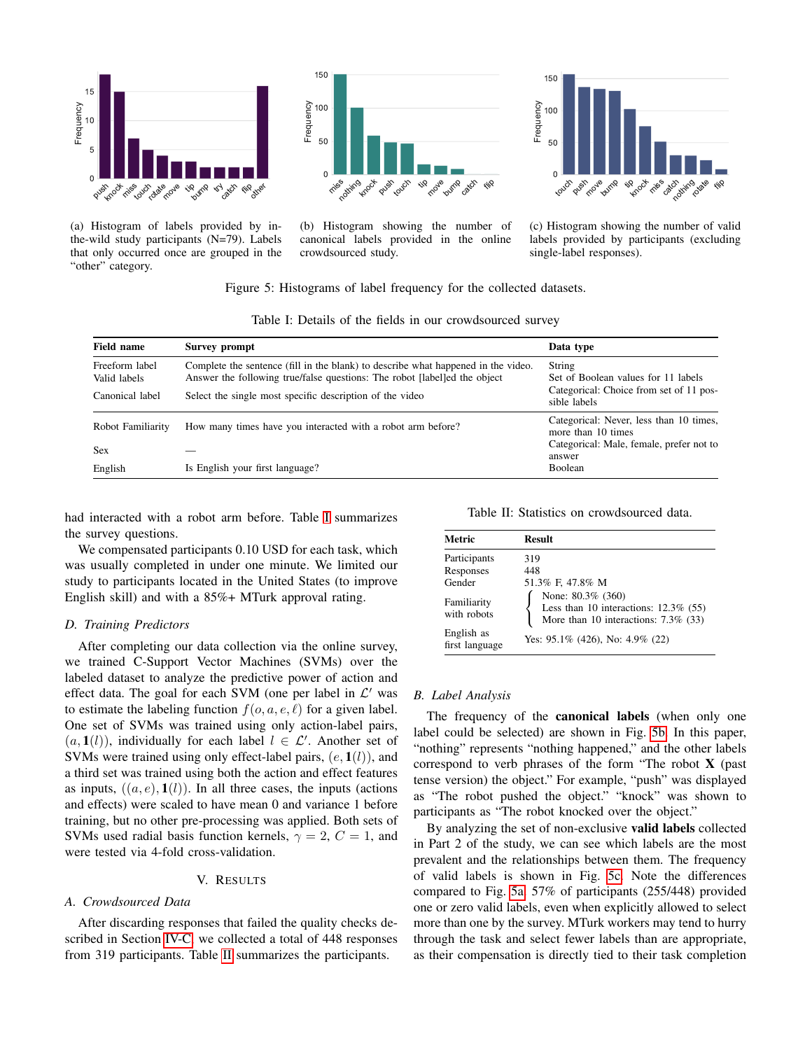(a) Histogram of labels provided by in-the-wild study participants (N=79). Labels that only occurred once are grouped in the "other" category.

(b) Histogram showing the number of canonical labels provided in the online crowdsourced study.

(c) Histogram showing the number of valid labels provided by participants (excluding single-label responses).

Figure 5: Histograms of label frequency for the collected datasets.

Table I: Details of the fields in our crowdsourced survey

| Field name | Survey prompt | Data type |
|---|---|---|
| Freeform label | Complete the sentence (fill in the blank) to describe what happened in the video. | String |
| Valid labels | Answer the following true/false questions: The robot [label]ed the object | Set of Boolean values for 11 labels |
| Canonical label | Select the single most specific description of the video | Categorical: Choice from set of 11 possible labels |
| Robot Familiarity | How many times have you interacted with a robot arm before? | Categorical: Never, less than 10 times, more than 10 times |
| Sex | — | Categorical: Male, female, prefer not to answer |
| English | Is English your first language? | Boolean |

had interacted with a robot arm before. Table I summarizes the survey questions.

We compensated participants 0.10 USD for each task, which was usually completed in under one minute. We limited our study to participants located in the United States (to improve English skill) and with a 85%+ MTurk approval rating.

### D. Training Predictors

After completing our data collection via the online survey, we trained C-Support Vector Machines (SVMs) over the labeled dataset to analyze the predictive power of action and effect data. The goal for each SVM (one per label in $\mathcal{L}'$ was to estimate the labeling function $f(o, a, e, \ell)$ for a given label. One set of SVMs was trained using only action-label pairs, $(a, \mathbf{1}(l))$, individually for each label $l \in \mathcal{L}'$. Another set of SVMs were trained using only effect-label pairs, $(e, \mathbf{1}(l))$, and a third set was trained using both the action and effect features as inputs, $((a, e), \mathbf{1}(l))$. In all three cases, the inputs (actions and effects) were scaled to have mean 0 and variance 1 before training, but no other pre-processing was applied. Both sets of SVMs used radial basis function kernels, $\gamma = 2$, $C = 1$, and were tested via 4-fold cross-validation.

## V. Results

### A. Crowdsourced Data

After discarding responses that failed the quality checks described in Section IV-C, we collected a total of 448 responses from 319 participants. Table II summarizes the participants.

Table II: Statistics on crowdsourced data.

| Metric | Result |
|---|---|
| Participants | 319 |
| Responses | 448 |
| Gender | 51.3% F, 47.8% M |
| Familiarity with robots | None: 80.3% (360); Less than 10 interactions: 12.3% (55); More than 10 interactions: 7.3% (33) |
| English as first language | Yes: 95.1% (426), No: 4.9% (22) |

### B. Label Analysis

The frequency of the **canonical labels** (when only one label could be selected) are shown in Fig. 5b. In this paper, "nothing" represents "nothing happened," and the other labels correspond to verb phrases of the form "The robot **X** (past tense version) the object." For example, "push" was displayed as "The robot pushed the object." "knock" was shown to participants as "The robot knocked over the object."

By analyzing the set of non-exclusive **valid labels** collected in Part 2 of the study, we can see which labels are the most prevalent and the relationships between them. The frequency of valid labels is shown in Fig. 5c. Note the differences compared to Fig. 5a. 57% of participants (255/448) provided one or zero valid labels, even when explicitly allowed to select more than one by the survey. MTurk workers may tend to hurry through the task and select fewer labels than are appropriate, as their compensation is directly tied to their task completion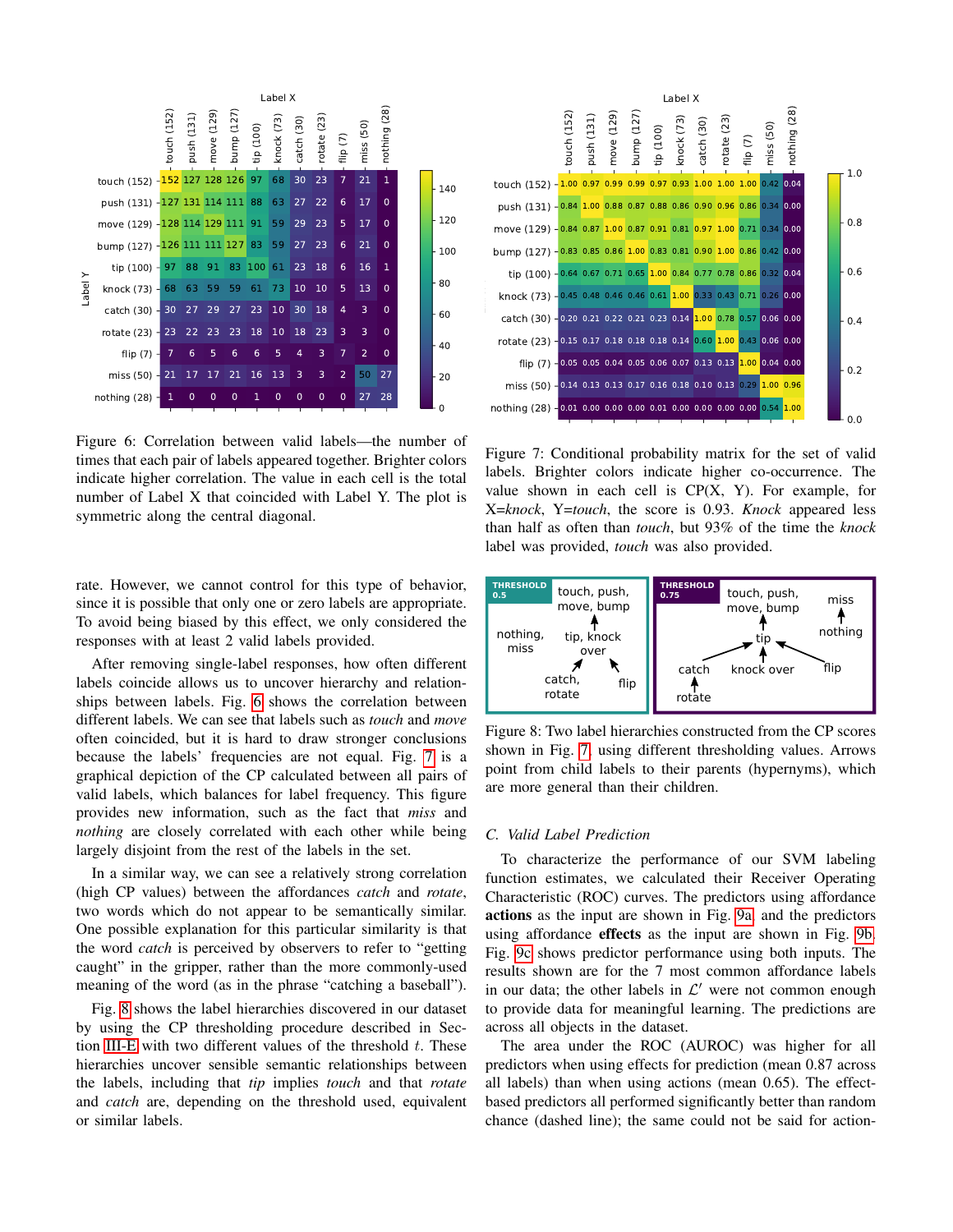Figure 6: Correlation between valid labels—the number of times that each pair of labels appeared together. Brighter colors indicate higher correlation. The value in each cell is the total number of Label X that coincided with Label Y. The plot is symmetric along the central diagonal.

Figure 7: Conditional probability matrix for the set of valid labels. Brighter colors indicate higher co-occurrence. The value shown in each cell is CP(X, Y). For example, for X=*knock*, Y=*touch*, the score is 0.93. *Knock* appeared less than half as often than *touch*, but 93% of the time the *knock* label was provided, *touch* was also provided.

Figure 8: Two label hierarchies constructed from the CP scores shown in Fig. 7, using different thresholding values. Arrows point from child labels to their parents (hypernyms), which are more general than their children.

rate. However, we cannot control for this type of behavior, since it is possible that only one or zero labels are appropriate. To avoid being biased by this effect, we only considered the responses with at least 2 valid labels provided.

After removing single-label responses, how often different labels coincide allows us to uncover hierarchy and relationships between labels. Fig. 6 shows the correlation between different labels. We can see that labels such as *touch* and *move* often coincided, but it is hard to draw stronger conclusions because the labels' frequencies are not equal. Fig. 7 is a graphical depiction of the CP calculated between all pairs of valid labels, which balances for label frequency. This figure provides new information, such as the fact that *miss* and *nothing* are closely correlated with each other while being largely disjoint from the rest of the labels in the set.

In a similar way, we can see a relatively strong correlation (high CP values) between the affordances *catch* and *rotate*, two words which do not appear to be semantically similar. One possible explanation for this particular similarity is that the word *catch* is perceived by observers to refer to "getting caught" in the gripper, rather than the more commonly-used meaning of the word (as in the phrase "catching a baseball").

Fig. 8 shows the label hierarchies discovered in our dataset by using the CP thresholding procedure described in Section III-E with two different values of the threshold $t$. These hierarchies uncover sensible semantic relationships between the labels, including that *tip* implies *touch* and that *rotate* and *catch* are, depending on the threshold used, equivalent or similar labels.

### C. Valid Label Prediction

To characterize the performance of our SVM labeling function estimates, we calculated their Receiver Operating Characteristic (ROC) curves. The predictors using affordance **actions** as the input are shown in Fig. 9a and the predictors using affordance **effects** as the input are shown in Fig. 9b. Fig. 9c shows predictor performance using both inputs. The results shown are for the 7 most common affordance labels in our data; the other labels in $\mathcal{L}'$ were not common enough to provide data for meaningful learning. The predictions are across all objects in the dataset.

The area under the ROC (AUROC) was higher for all predictors when using effects for prediction (mean 0.87 across all labels) than when using actions (mean 0.65). The effect-based predictors all performed significantly better than random chance (dashed line); the same could not be said for action-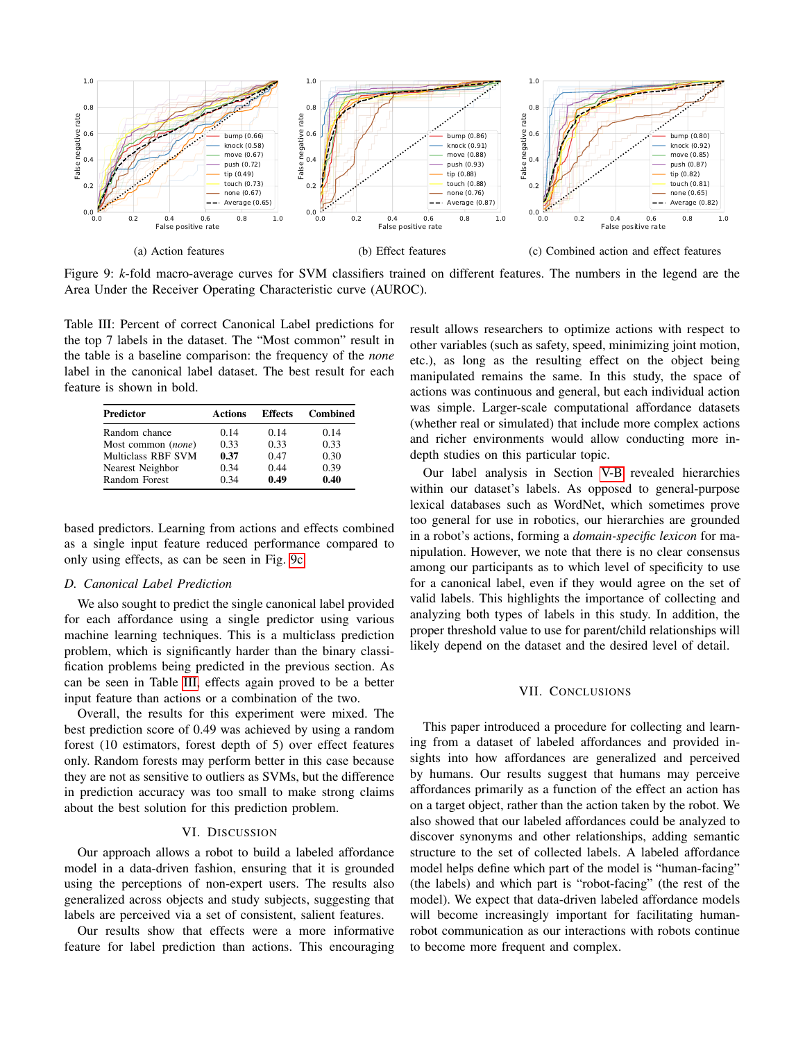(a) Action features

(b) Effect features

(c) Combined action and effect features

Figure 9: $k$-fold macro-average curves for SVM classifiers trained on different features. The numbers in the legend are the Area Under the Receiver Operating Characteristic curve (AUROC).

Table III: Percent of correct Canonical Label predictions for the top 7 labels in the dataset. The "Most common" result in the table is a baseline comparison: the frequency of the *none* label in the canonical label dataset. The best result for each feature is shown in bold.

| Predictor | Actions | Effects | Combined |
|---|---|---|---|
| Random chance | 0.14 | 0.14 | 0.14 |
| Most common (*none*) | 0.33 | 0.33 | 0.33 |
| Multiclass RBF SVM | **0.37** | 0.47 | 0.30 |
| Nearest Neighbor | 0.34 | 0.44 | 0.39 |
| Random Forest | 0.34 | **0.49** | **0.40** |

based predictors. Learning from actions and effects combined as a single input feature reduced performance compared to only using effects, as can be seen in Fig. 9c.

### D. Canonical Label Prediction

We also sought to predict the single canonical label provided for each affordance using a single predictor using various machine learning techniques. This is a multiclass prediction problem, which is significantly harder than the binary classification problems being predicted in the previous section. As can be seen in Table III, effects again proved to be a better input feature than actions or a combination of the two.

Overall, the results for this experiment were mixed. The best prediction score of 0.49 was achieved by using a random forest (10 estimators, forest depth of 5) over effect features only. Random forests may perform better in this case because they are not as sensitive to outliers as SVMs, but the difference in prediction accuracy was too small to make strong claims about the best solution for this prediction problem.

## VI. Discussion

Our approach allows a robot to build a labeled affordance model in a data-driven fashion, ensuring that it is grounded using the perceptions of non-expert users. The results also generalized across objects and study subjects, suggesting that labels are perceived via a set of consistent, salient features.

Our results show that effects were a more informative feature for label prediction than actions. This encouraging result allows researchers to optimize actions with respect to other variables (such as safety, speed, minimizing joint motion, etc.), as long as the resulting effect on the object being manipulated remains the same. In this study, the space of actions was continuous and general, but each individual action was simple. Larger-scale computational affordance datasets (whether real or simulated) that include more complex actions and richer environments would allow conducting more in-depth studies on this particular topic.

Our label analysis in Section V-B revealed hierarchies within our dataset's labels. As opposed to general-purpose lexical databases such as WordNet, which sometimes prove too general for use in robotics, our hierarchies are grounded in a robot's actions, forming a *domain-specific lexicon* for manipulation. However, we note that there is no clear consensus among our participants as to which level of specificity to use for a canonical label, even if they would agree on the set of valid labels. This highlights the importance of collecting and analyzing both types of labels in this study. In addition, the proper threshold value to use for parent/child relationships will likely depend on the dataset and the desired level of detail.

## VII. Conclusions

This paper introduced a procedure for collecting and learning from a dataset of labeled affordances and provided insights into how affordances are generalized and perceived by humans. Our results suggest that humans may perceive affordances primarily as a function of the effect an action has on a target object, rather than the action taken by the robot. We also showed that our labeled affordances could be analyzed to discover synonyms and other relationships, adding semantic structure to the set of collected labels. A labeled affordance model helps define which part of the model is "human-facing" (the labels) and which part is "robot-facing" (the rest of the model). We expect that data-driven labeled affordance models will become increasingly important for facilitating human-robot communication as our interactions with robots continue to become more frequent and complex.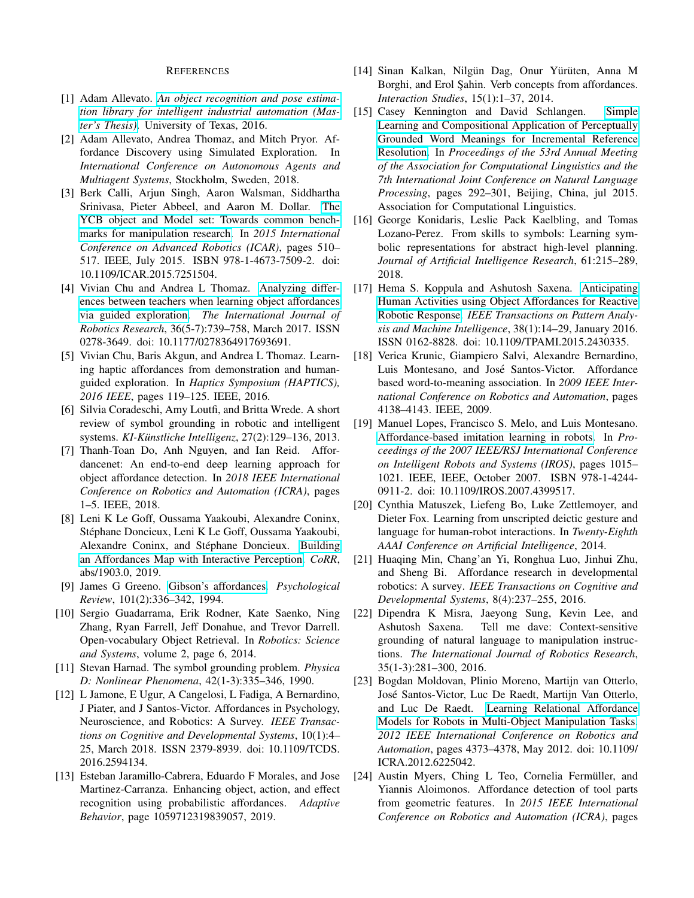## References

[1] Adam Allevato. *An object recognition and pose estimation library for intelligent industrial automation (Master's Thesis)*. University of Texas, 2016.

[2] Adam Allevato, Andrea Thomaz, and Mitch Pryor. Affordance Discovery using Simulated Exploration. In *International Conference on Autonomous Agents and Multiagent Systems*, Stockholm, Sweden, 2018.

[3] Berk Calli, Arjun Singh, Aaron Walsman, Siddhartha Srinivasa, Pieter Abbeel, and Aaron M. Dollar. The YCB object and Model set: Towards common benchmarks for manipulation research. In *2015 International Conference on Advanced Robotics (ICAR)*, pages 510–517. IEEE, July 2015. ISBN 978-1-4673-7509-2. doi: 10.1109/ICAR.2015.7251504.

[4] Vivian Chu and Andrea L Thomaz. Analyzing differences between teachers when learning object affordances via guided exploration. *The International Journal of Robotics Research*, 36(5-7):739–758, March 2017. ISSN 0278-3649. doi: 10.1177/0278364917693691.

[5] Vivian Chu, Baris Akgun, and Andrea L Thomaz. Learning haptic affordances from demonstration and human-guided exploration. In *Haptics Symposium (HAPTICS), 2016 IEEE*, pages 119–125. IEEE, 2016.

[6] Silvia Coradeschi, Amy Loutfi, and Britta Wrede. A short review of symbol grounding in robotic and intelligent systems. *KI-Künstliche Intelligenz*, 27(2):129–136, 2013.

[7] Thanh-Toan Do, Anh Nguyen, and Ian Reid. Affordancenet: An end-to-end deep learning approach for object affordance detection. In *2018 IEEE International Conference on Robotics and Automation (ICRA)*, pages 1–5. IEEE, 2018.

[8] Leni K Le Goff, Oussama Yaakoubi, Alexandre Coninx, Stéphane Doncieux, Leni K Le Goff, Oussama Yaakoubi, Alexandre Coninx, and Stéphane Doncieux. Building an Affordances Map with Interactive Perception. *CoRR*, abs/1903.0, 2019.

[9] James G Greeno. Gibson's affordances. *Psychological Review*, 101(2):336–342, 1994.

[10] Sergio Guadarrama, Erik Rodner, Kate Saenko, Ning Zhang, Ryan Farrell, Jeff Donahue, and Trevor Darrell. Open-vocabulary Object Retrieval. In *Robotics: Science and Systems*, volume 2, page 6, 2014.

[11] Stevan Harnad. The symbol grounding problem. *Physica D: Nonlinear Phenomena*, 42(1-3):335–346, 1990.

[12] L Jamone, E Ugur, A Cangelosi, L Fadiga, A Bernardino, J Piater, and J Santos-Victor. Affordances in Psychology, Neuroscience, and Robotics: A Survey. *IEEE Transactions on Cognitive and Developmental Systems*, 10(1):4–25, March 2018. ISSN 2379-8939. doi: 10.1109/TCDS.2016.2594134.

[13] Esteban Jaramillo-Cabrera, Eduardo F Morales, and Jose Martinez-Carranza. Enhancing object, action, and effect recognition using probabilistic affordances. *Adaptive Behavior*, page 1059712319839057, 2019.

[14] Sinan Kalkan, Nilgün Dag, Onur Yürüten, Anna M Borghi, and Erol Şahin. Verb concepts from affordances. *Interaction Studies*, 15(1):1–37, 2014.

[15] Casey Kennington and David Schlangen. Simple Learning and Compositional Application of Perceptually Grounded Word Meanings for Incremental Reference Resolution. In *Proceedings of the 53rd Annual Meeting of the Association for Computational Linguistics and the 7th International Joint Conference on Natural Language Processing*, pages 292–301, Beijing, China, jul 2015. Association for Computational Linguistics.

[16] George Konidaris, Leslie Pack Kaelbling, and Tomas Lozano-Perez. From skills to symbols: Learning symbolic representations for abstract high-level planning. *Journal of Artificial Intelligence Research*, 61:215–289, 2018.

[17] Hema S. Koppula and Ashutosh Saxena. Anticipating Human Activities using Object Affordances for Reactive Robotic Response. *IEEE Transactions on Pattern Analysis and Machine Intelligence*, 38(1):14–29, January 2016. ISSN 0162-8828. doi: 10.1109/TPAMI.2015.2430335.

[18] Verica Krunic, Giampiero Salvi, Alexandre Bernardino, Luis Montesano, and José Santos-Victor. Affordance based word-to-meaning association. In *2009 IEEE International Conference on Robotics and Automation*, pages 4138–4143. IEEE, 2009.

[19] Manuel Lopes, Francisco S. Melo, and Luis Montesano. Affordance-based imitation learning in robots. In *Proceedings of the 2007 IEEE/RSJ International Conference on Intelligent Robots and Systems (IROS)*, pages 1015–1021. IEEE, IEEE, October 2007. ISBN 978-1-4244-0911-2. doi: 10.1109/IROS.2007.4399517.

[20] Cynthia Matuszek, Liefeng Bo, Luke Zettlemoyer, and Dieter Fox. Learning from unscripted deictic gesture and language for human-robot interactions. In *Twenty-Eighth AAAI Conference on Artificial Intelligence*, 2014.

[21] Huaqing Min, Chang'an Yi, Ronghua Luo, Jinhui Zhu, and Sheng Bi. Affordance research in developmental robotics: A survey. *IEEE Transactions on Cognitive and Developmental Systems*, 8(4):237–255, 2016.

[22] Dipendra K Misra, Jaeyong Sung, Kevin Lee, and Ashutosh Saxena. Tell me dave: Context-sensitive grounding of natural language to manipulation instructions. *The International Journal of Robotics Research*, 35(1-3):281–300, 2016.

[23] Bogdan Moldovan, Plinio Moreno, Martijn van Otterlo, José Santos-Victor, Luc De Raedt, Martijn Van Otterlo, and Luc De Raedt. Learning Relational Affordance Models for Robots in Multi-Object Manipulation Tasks. *2012 IEEE International Conference on Robotics and Automation*, pages 4373–4378, May 2012. doi: 10.1109/ICRA.2012.6225042.

[24] Austin Myers, Ching L Teo, Cornelia Fermüller, and Yiannis Aloimonos. Affordance detection of tool parts from geometric features. In *2015 IEEE International Conference on Robotics and Automation (ICRA)*, pages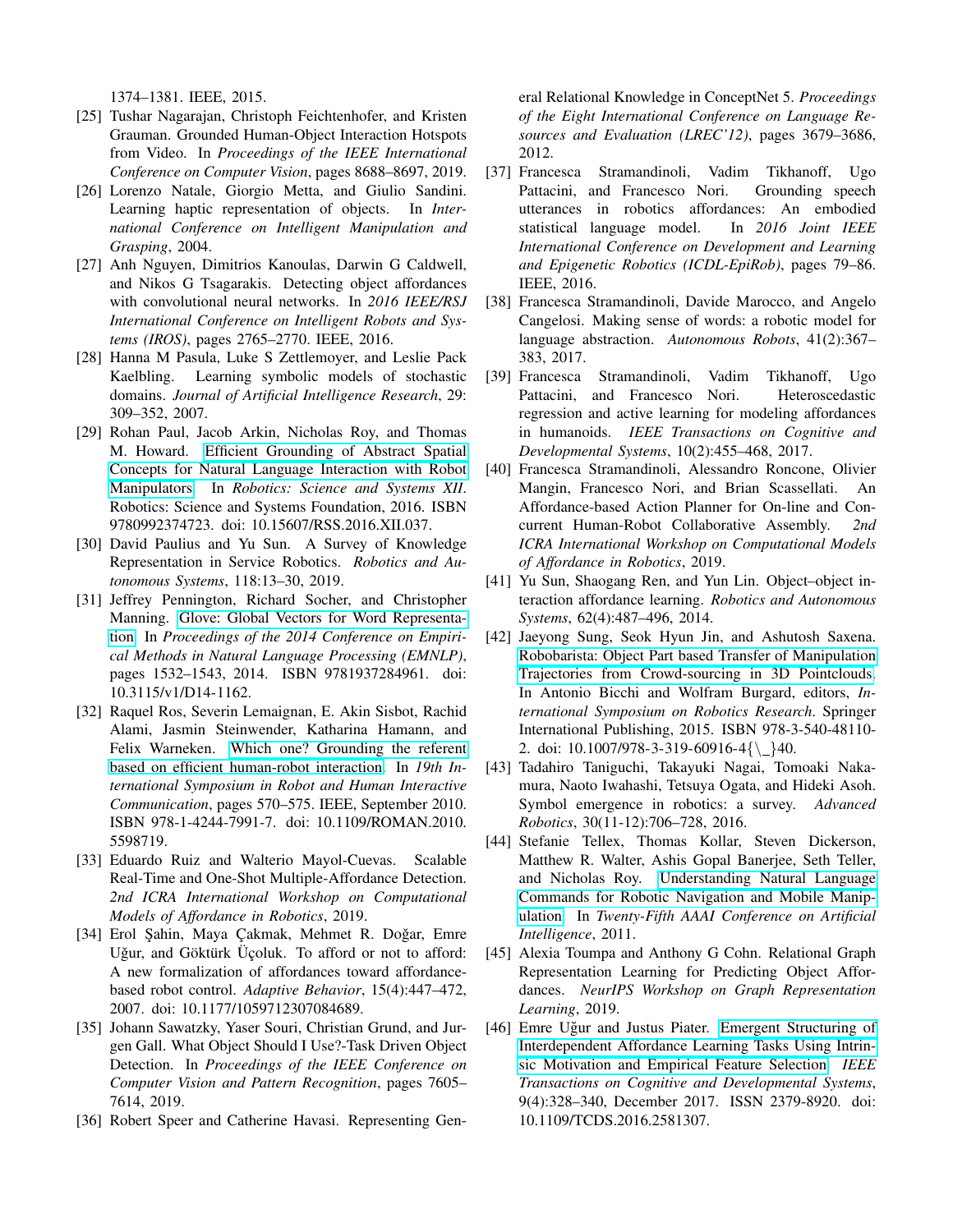1374–1381. IEEE, 2015.

[25] Tushar Nagarajan, Christoph Feichtenhofer, and Kristen Grauman. Grounded Human-Object Interaction Hotspots from Video. In *Proceedings of the IEEE International Conference on Computer Vision*, pages 8688–8697, 2019.

[26] Lorenzo Natale, Giorgio Metta, and Giulio Sandini. Learning haptic representation of objects. In *International Conference on Intelligent Manipulation and Grasping*, 2004.

[27] Anh Nguyen, Dimitrios Kanoulas, Darwin G Caldwell, and Nikos G Tsagarakis. Detecting object affordances with convolutional neural networks. In *2016 IEEE/RSJ International Conference on Intelligent Robots and Systems (IROS)*, pages 2765–2770. IEEE, 2016.

[28] Hanna M Pasula, Luke S Zettlemoyer, and Leslie Pack Kaelbling. Learning symbolic models of stochastic domains. *Journal of Artificial Intelligence Research*, 29: 309–352, 2007.

[29] Rohan Paul, Jacob Arkin, Nicholas Roy, and Thomas M. Howard. Efficient Grounding of Abstract Spatial Concepts for Natural Language Interaction with Robot Manipulators. In *Robotics: Science and Systems XII*. Robotics: Science and Systems Foundation, 2016. ISBN 9780992374723. doi: 10.15607/RSS.2016.XII.037.

[30] David Paulius and Yu Sun. A Survey of Knowledge Representation in Service Robotics. *Robotics and Autonomous Systems*, 118:13–30, 2019.

[31] Jeffrey Pennington, Richard Socher, and Christopher Manning. Glove: Global Vectors for Word Representation. In *Proceedings of the 2014 Conference on Empirical Methods in Natural Language Processing (EMNLP)*, pages 1532–1543, 2014. ISBN 9781937284961. doi: 10.3115/v1/D14-1162.

[32] Raquel Ros, Severin Lemaignan, E. Akin Sisbot, Rachid Alami, Jasmin Steinwender, Katharina Hamann, and Felix Warneken. Which one? Grounding the referent based on efficient human-robot interaction. In *19th International Symposium in Robot and Human Interactive Communication*, pages 570–575. IEEE, September 2010. ISBN 978-1-4244-7991-7. doi: 10.1109/ROMAN.2010.5598719.

[33] Eduardo Ruiz and Walterio Mayol-Cuevas. Scalable Real-Time and One-Shot Multiple-Affordance Detection. *2nd ICRA International Workshop on Computational Models of Affordance in Robotics*, 2019.

[34] Erol Şahin, Maya Çakmak, Mehmet R. Doğar, Emre Uğur, and Göktürk Üçoluk. To afford or not to afford: A new formalization of affordances toward affordance-based robot control. *Adaptive Behavior*, 15(4):447–472, 2007. doi: 10.1177/1059712307084689.

[35] Johann Sawatzky, Yaser Souri, Christian Grund, and Jurgen Gall. What Object Should I Use?-Task Driven Object Detection. In *Proceedings of the IEEE Conference on Computer Vision and Pattern Recognition*, pages 7605–7614, 2019.

[36] Robert Speer and Catherine Havasi. Representing General Relational Knowledge in ConceptNet 5. *Proceedings of the Eight International Conference on Language Resources and Evaluation (LREC'12)*, pages 3679–3686, 2012.

[37] Francesca Stramandinoli, Vadim Tikhanoff, Ugo Pattacini, and Francesco Nori. Grounding speech utterances in robotics affordances: An embodied statistical language model. In *2016 Joint IEEE International Conference on Development and Learning and Epigenetic Robotics (ICDL-EpiRob)*, pages 79–86. IEEE, 2016.

[38] Francesca Stramandinoli, Davide Marocco, and Angelo Cangelosi. Making sense of words: a robotic model for language abstraction. *Autonomous Robots*, 41(2):367–383, 2017.

[39] Francesca Stramandinoli, Vadim Tikhanoff, Ugo Pattacini, and Francesco Nori. Heteroscedastic regression and active learning for modeling affordances in humanoids. *IEEE Transactions on Cognitive and Developmental Systems*, 10(2):455–468, 2017.

[40] Francesca Stramandinoli, Alessandro Roncone, Olivier Mangin, Francesco Nori, and Brian Scassellati. An Affordance-based Action Planner for On-line and Concurrent Human-Robot Collaborative Assembly. *2nd ICRA International Workshop on Computational Models of Affordance in Robotics*, 2019.

[41] Yu Sun, Shaogang Ren, and Yun Lin. Object–object interaction affordance learning. *Robotics and Autonomous Systems*, 62(4):487–496, 2014.

[42] Jaeyong Sung, Seok Hyun Jin, and Ashutosh Saxena. Robobarista: Object Part based Transfer of Manipulation Trajectories from Crowd-sourcing in 3D Pointclouds. In Antonio Bicchi and Wolfram Burgard, editors, *International Symposium on Robotics Research*. Springer International Publishing, 2015. ISBN 978-3-540-48110-2. doi: 10.1007/978-3-319-60916-4{\_}40.

[43] Tadahiro Taniguchi, Takayuki Nagai, Tomoaki Nakamura, Naoto Iwahashi, Tetsuya Ogata, and Hideki Asoh. Symbol emergence in robotics: a survey. *Advanced Robotics*, 30(11-12):706–728, 2016.

[44] Stefanie Tellex, Thomas Kollar, Steven Dickerson, Matthew R. Walter, Ashis Gopal Banerjee, Seth Teller, and Nicholas Roy. Understanding Natural Language Commands for Robotic Navigation and Mobile Manipulation. In *Twenty-Fifth AAAI Conference on Artificial Intelligence*, 2011.

[45] Alexia Toumpa and Anthony G Cohn. Relational Graph Representation Learning for Predicting Object Affordances. *NeurIPS Workshop on Graph Representation Learning*, 2019.

[46] Emre Uğur and Justus Piater. Emergent Structuring of Interdependent Affordance Learning Tasks Using Intrinsic Motivation and Empirical Feature Selection. *IEEE Transactions on Cognitive and Developmental Systems*, 9(4):328–340, December 2017. ISSN 2379-8920. doi: 10.1109/TCDS.2016.2581307.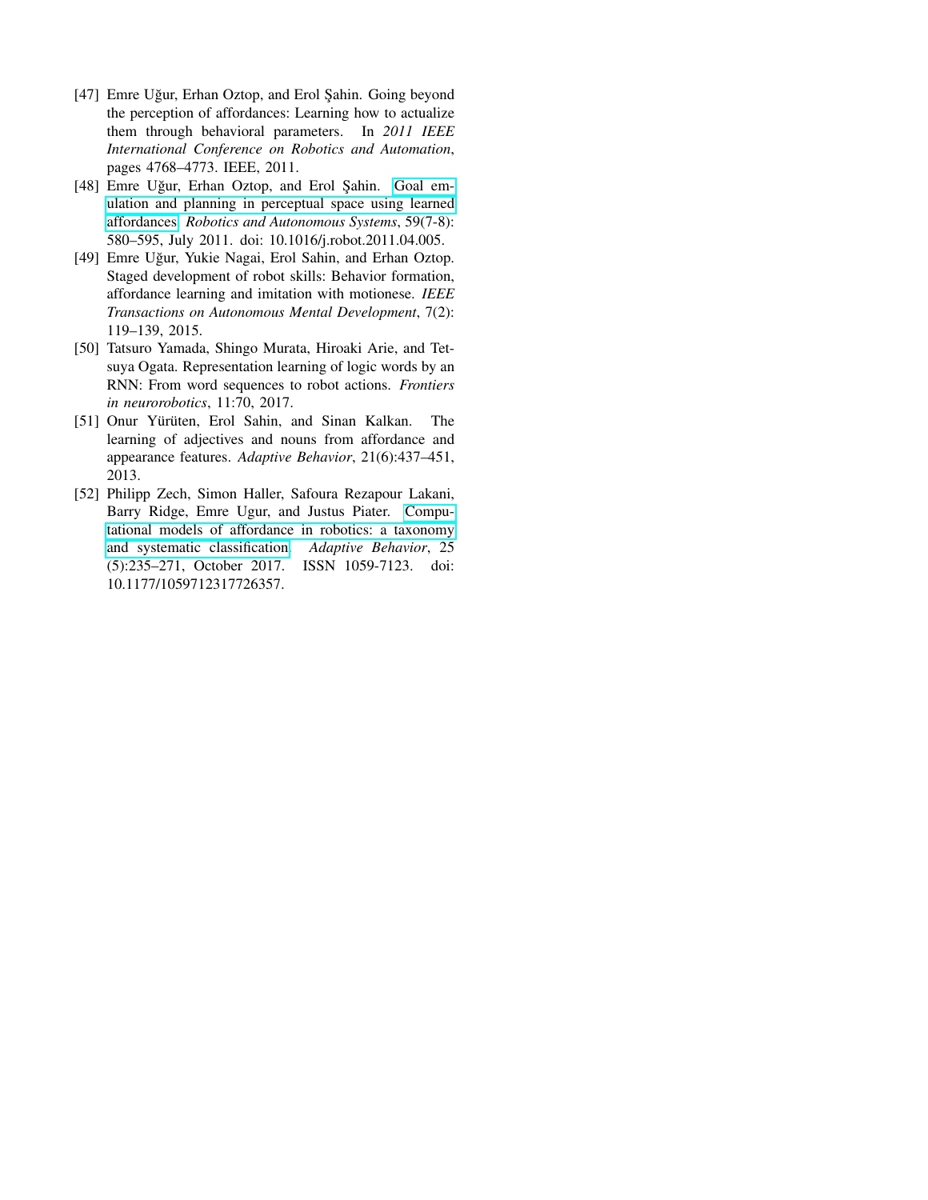[47] Emre Uğur, Erhan Oztop, and Erol Şahin. Going beyond the perception of affordances: Learning how to actualize them through behavioral parameters. In *2011 IEEE International Conference on Robotics and Automation*, pages 4768–4773. IEEE, 2011.

[48] Emre Uğur, Erhan Oztop, and Erol Şahin. Goal emulation and planning in perceptual space using learned affordances. *Robotics and Autonomous Systems*, 59(7-8): 580–595, July 2011. doi: 10.1016/j.robot.2011.04.005.

[49] Emre Uğur, Yukie Nagai, Erol Sahin, and Erhan Oztop. Staged development of robot skills: Behavior formation, affordance learning and imitation with motionese. *IEEE Transactions on Autonomous Mental Development*, 7(2): 119–139, 2015.

[50] Tatsuro Yamada, Shingo Murata, Hiroaki Arie, and Tetsuya Ogata. Representation learning of logic words by an RNN: From word sequences to robot actions. *Frontiers in neurorobotics*, 11:70, 2017.

[51] Onur Yürüten, Erol Sahin, and Sinan Kalkan. The learning of adjectives and nouns from affordance and appearance features. *Adaptive Behavior*, 21(6):437–451, 2013.

[52] Philipp Zech, Simon Haller, Safoura Rezapour Lakani, Barry Ridge, Emre Ugur, and Justus Piater. Computational models of affordance in robotics: a taxonomy and systematic classification. *Adaptive Behavior*, 25 (5):235–271, October 2017. ISSN 1059-7123. doi: 10.1177/1059712317726357.